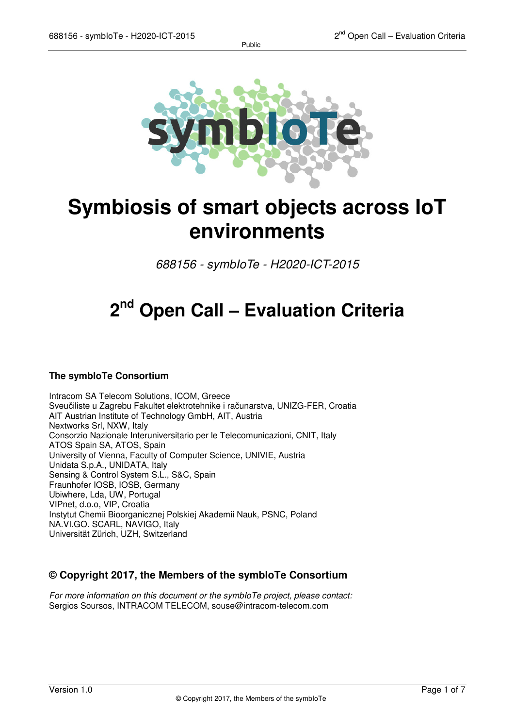# Symbiosis of smart objects across IoT environments

*688156 - symbIoTe - H2020-ICT-2015*

# 2nd Open Call – Evaluation Criteria

### The symbIoTe Consortium

Intracom SA Telecom Solutions, ICOM, Greece
Sveučiliste u Zagrebu Fakultet elektrotehnike i računarstva, UNIZG-FER, Croatia
AIT Austrian Institute of Technology GmbH, AIT, Austria
Nextworks Srl, NXW, Italy
Consorzio Nazionale Interuniversitario per le Telecomunicazioni, CNIT, Italy
ATOS Spain SA, ATOS, Spain
University of Vienna, Faculty of Computer Science, UNIVIE, Austria
Unidata S.p.A., UNIDATA, Italy
Sensing & Control System S.L., S&C, Spain
Fraunhofer IOSB, IOSB, Germany
Ubiwhere, Lda, UW, Portugal
VIPnet, d.o.o, VIP, Croatia
Instytut Chemii Bioorganicznej Polskiej Akademii Nauk, PSNC, Poland
NA.VI.GO. SCARL, NAVIGO, Italy
Universität Zürich, UZH, Switzerland

### © Copyright 2017, the Members of the symbIoTe Consortium

*For more information on this document or the symbIoTe project, please contact:*
Sergios Soursos, INTRACOM TELECOM, souse@intracom-telecom.com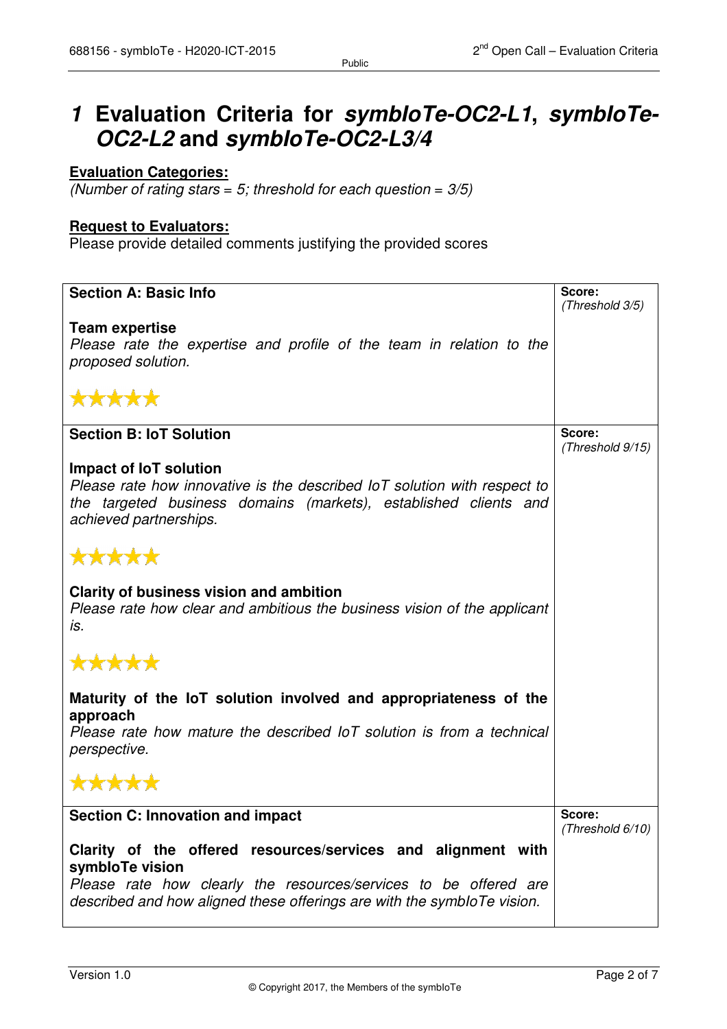# *1* Evaluation Criteria for *symbIoTe-OC2-L1*, *symbIoTe-OC2-L2* and *symbIoTe-OC2-L3/4*

**Evaluation Categories:**
*(Number of rating stars = 5; threshold for each question = 3/5)*

**Request to Evaluators:**
Please provide detailed comments justifying the provided scores

| | |
|---|---|
| **Section A: Basic Info**<br><br>**Team expertise**<br>*Please rate the expertise and profile of the team in relation to the proposed solution.*<br><br>★★★★★ | **Score:**<br>*(Threshold 3/5)* |
| **Section B: IoT Solution**<br><br>**Impact of IoT solution**<br>*Please rate how innovative is the described IoT solution with respect to the targeted business domains (markets), established clients and achieved partnerships.*<br><br>★★★★★<br><br>**Clarity of business vision and ambition**<br>*Please rate how clear and ambitious the business vision of the applicant is.*<br><br>★★★★★<br><br>**Maturity of the IoT solution involved and appropriateness of the approach**<br>*Please rate how mature the described IoT solution is from a technical perspective.*<br><br>★★★★★ | **Score:**<br>*(Threshold 9/15)* |
| **Section C: Innovation and impact**<br><br>**Clarity of the offered resources/services and alignment with symbIoTe vision**<br>*Please rate how clearly the resources/services to be offered are described and how aligned these offerings are with the symbIoTe vision.* | **Score:**<br>*(Threshold 6/10)* |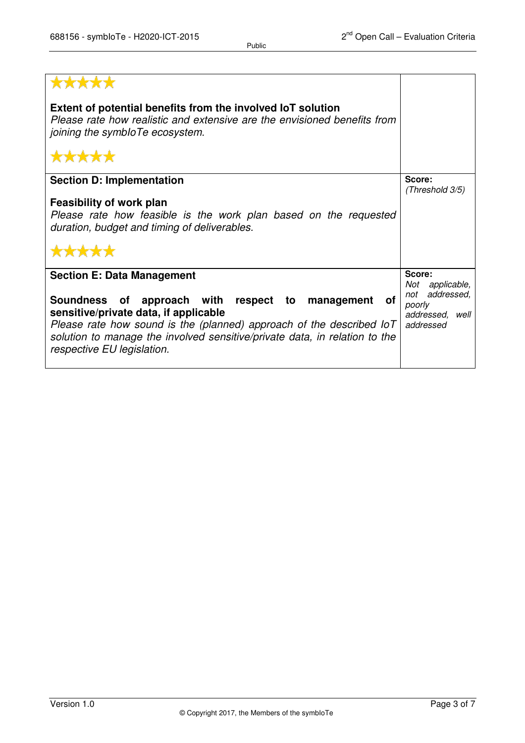| | |
|---|---|
| ★★★★★<br><br>**Extent of potential benefits from the involved IoT solution**<br>*Please rate how realistic and extensive are the envisioned benefits from joining the symbIoTe ecosystem.*<br><br>★★★★★ | |
| **Section D: Implementation**<br><br>**Feasibility of work plan**<br>*Please rate how feasible is the work plan based on the requested duration, budget and timing of deliverables.*<br><br>★★★★★ | **Score:**<br>*(Threshold 3/5)* |
| **Section E: Data Management**<br><br>**Soundness of approach with respect to management of sensitive/private data, if applicable**<br>*Please rate how sound is the (planned) approach of the described IoT solution to manage the involved sensitive/private data, in relation to the respective EU legislation.* | **Score:**<br>*Not applicable, not addressed, poorly addressed, well addressed* |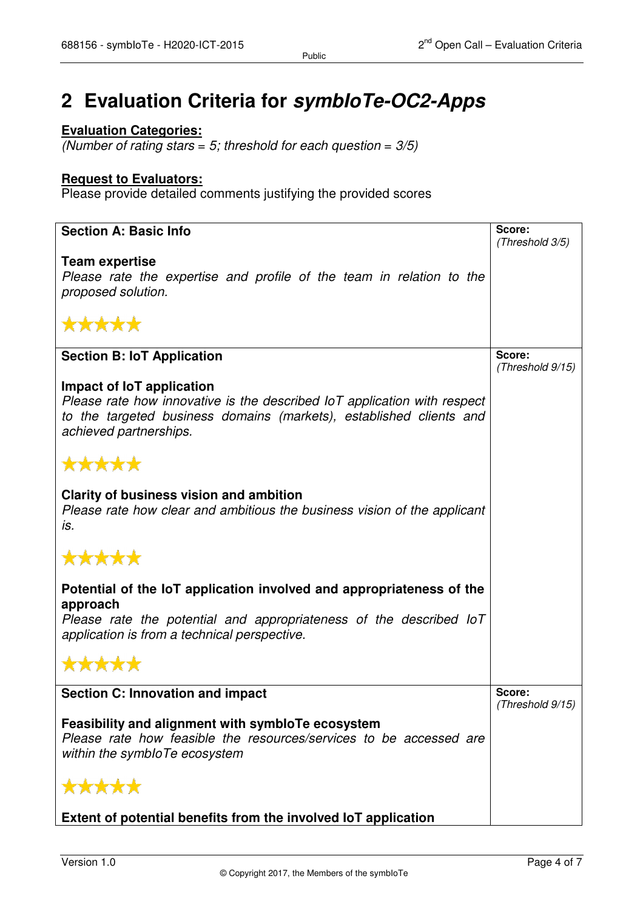# 2 Evaluation Criteria for *symbIoTe-OC2-Apps*

**Evaluation Categories:**

*(Number of rating stars = 5; threshold for each question = 3/5)*

**Request to Evaluators:**

Please provide detailed comments justifying the provided scores

| **Section A: Basic Info**<br><br>**Team expertise**<br>*Please rate the expertise and profile of the team in relation to the proposed solution.*<br><br>★★★★★ | **Score:**<br>*(Threshold 3/5)* |
|---|---|
| **Section B: IoT Application**<br><br>**Impact of IoT application**<br>*Please rate how innovative is the described IoT application with respect to the targeted business domains (markets), established clients and achieved partnerships.*<br><br>★★★★★<br><br>**Clarity of business vision and ambition**<br>*Please rate how clear and ambitious the business vision of the applicant is.*<br><br>★★★★★<br><br>**Potential of the IoT application involved and appropriateness of the approach**<br>*Please rate the potential and appropriateness of the described IoT application is from a technical perspective.*<br><br>★★★★★ | **Score:**<br>*(Threshold 9/15)* |
| **Section C: Innovation and impact**<br><br>**Feasibility and alignment with symbIoTe ecosystem**<br>*Please rate how feasible the resources/services to be accessed are within the symbIoTe ecosystem*<br><br>★★★★★<br><br>**Extent of potential benefits from the involved IoT application** | **Score:**<br>*(Threshold 9/15)* |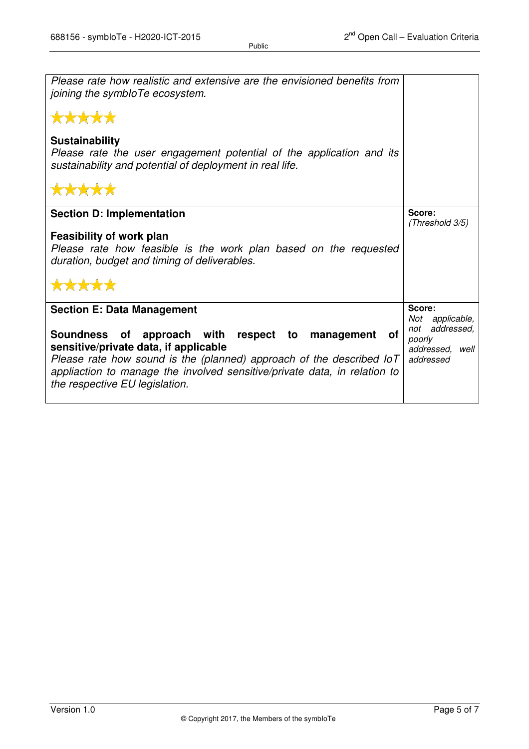| | |
|---|---|
| *Please rate how realistic and extensive are the envisioned benefits from joining the symbIoTe ecosystem.* <br><br> ★★★★★ <br><br> **Sustainability** <br> *Please rate the user engagement potential of the application and its sustainability and potential of deployment in real life.* <br><br> ★★★★★ | |
| **Section D: Implementation** <br><br> **Feasibility of work plan** <br> *Please rate how feasible is the work plan based on the requested duration, budget and timing of deliverables.* <br><br> ★★★★★ | **Score:** <br> *(Threshold 3/5)* |
| **Section E: Data Management** <br><br> **Soundness of approach with respect to management of sensitive/private data, if applicable** <br> *Please rate how sound is the (planned) approach of the described IoT appliaction to manage the involved sensitive/private data, in relation to the respective EU legislation.* | **Score:** <br> *Not applicable, not addressed, poorly addressed, well addressed* |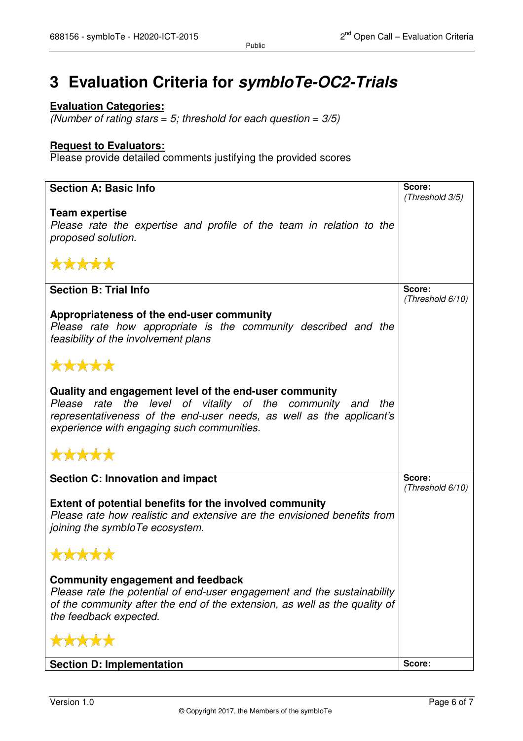# 3 Evaluation Criteria for *symbIoTe-OC2-Trials*

**Evaluation Categories:**
*(Number of rating stars = 5; threshold for each question = 3/5)*

**Request to Evaluators:**
Please provide detailed comments justifying the provided scores

| | Score: |
|---|---|
| **Section A: Basic Info**<br><br>**Team expertise**<br>*Please rate the expertise and profile of the team in relation to the proposed solution.*<br><br>★★★★★ | *(Threshold 3/5)* |
| **Section B: Trial Info**<br><br>**Appropriateness of the end-user community**<br>*Please rate how appropriate is the community described and the feasibility of the involvement plans*<br><br>★★★★★<br><br>**Quality and engagement level of the end-user community**<br>*Please rate the level of vitality of the community and the representativeness of the end-user needs, as well as the applicant's experience with engaging such communities.*<br><br>★★★★★ | **Score:**<br>*(Threshold 6/10)* |
| **Section C: Innovation and impact**<br><br>**Extent of potential benefits for the involved community**<br>*Please rate how realistic and extensive are the envisioned benefits from joining the symbIoTe ecosystem.*<br><br>★★★★★<br><br>**Community engagement and feedback**<br>*Please rate the potential of end-user engagement and the sustainability of the community after the end of the extension, as well as the quality of the feedback expected.*<br><br>★★★★★ | **Score:**<br>*(Threshold 6/10)* |
| **Section D: Implementation** | **Score:** |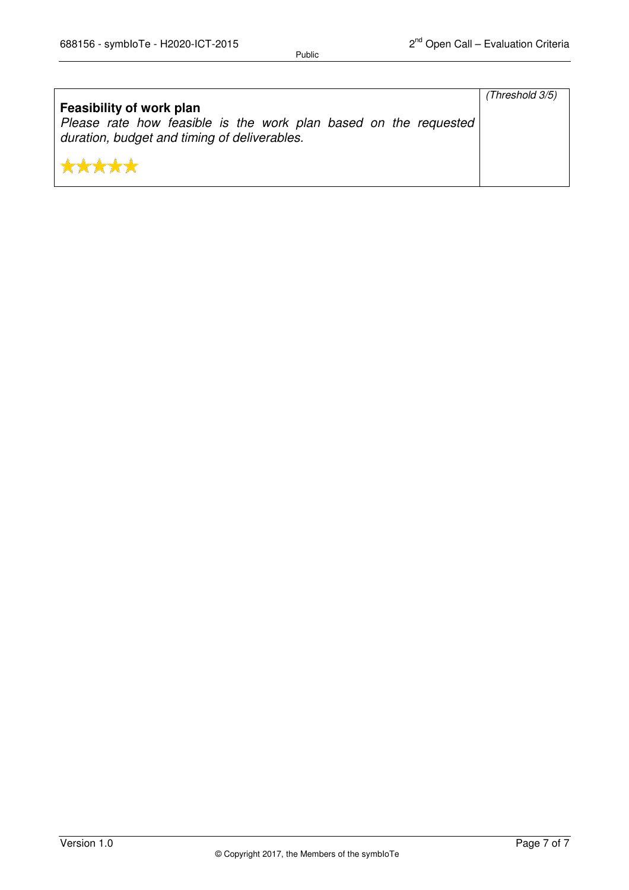| | |
|---|---|
| **Feasibility of work plan**<br>*Please rate how feasible is the work plan based on the requested duration, budget and timing of deliverables.*<br>★★★★★ | *(Threshold 3/5)* |